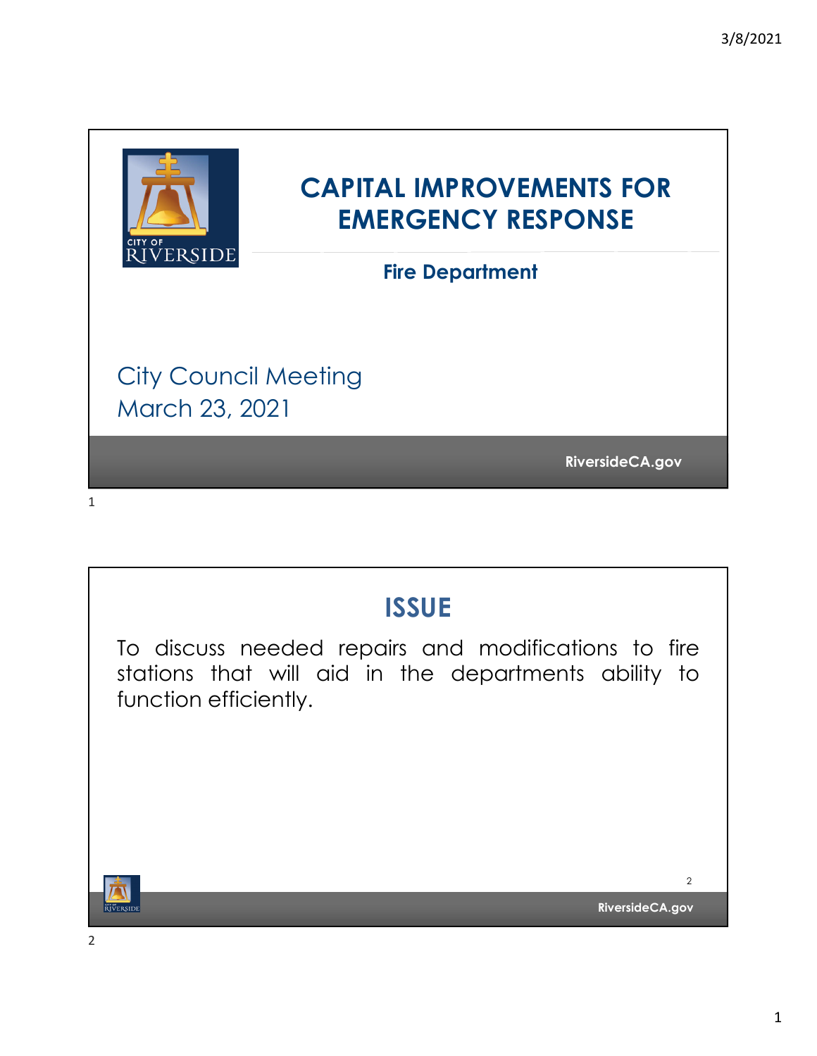# CAPITAL IMPROVEMENTS FOR EMERGENCY RESPONSE

## Fire Department

City Council Meeting
March 23, 2021

RiversideCA.gov

## ISSUE

To discuss needed repairs and modifications to fire stations that will aid in the departments ability to function efficiently.

RiversideCA.gov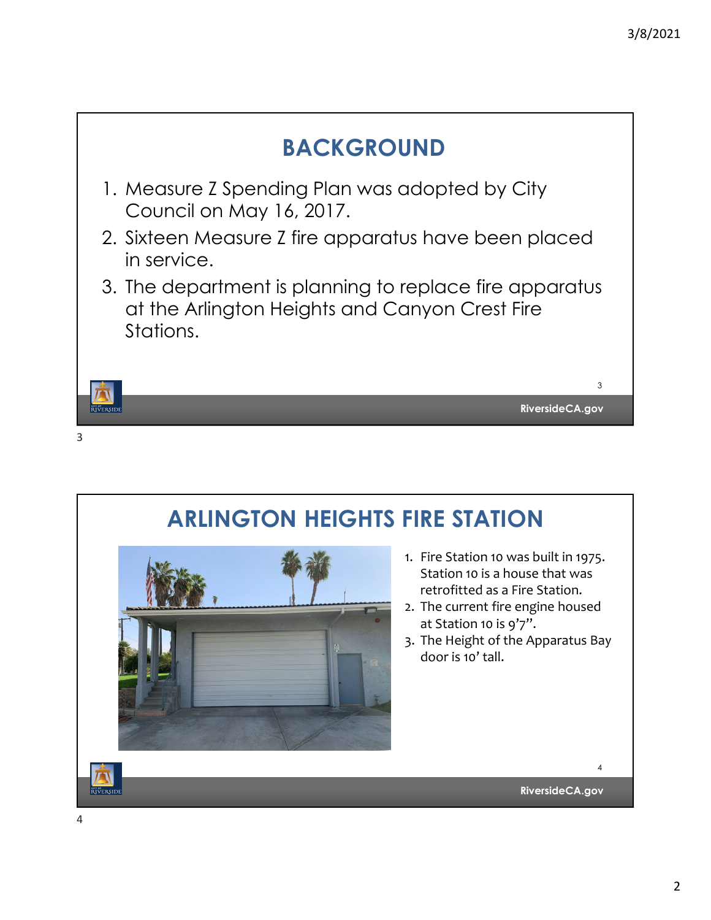## BACKGROUND

1. Measure Z Spending Plan was adopted by City Council on May 16, 2017.
2. Sixteen Measure Z fire apparatus have been placed in service.
3. The department is planning to replace fire apparatus at the Arlington Heights and Canyon Crest Fire Stations.

## ARLINGTON HEIGHTS FIRE STATION

1. Fire Station 10 was built in 1975. Station 10 is a house that was retrofitted as a Fire Station.
2. The current fire engine housed at Station 10 is 9'7".
3. The Height of the Apparatus Bay door is 10' tall.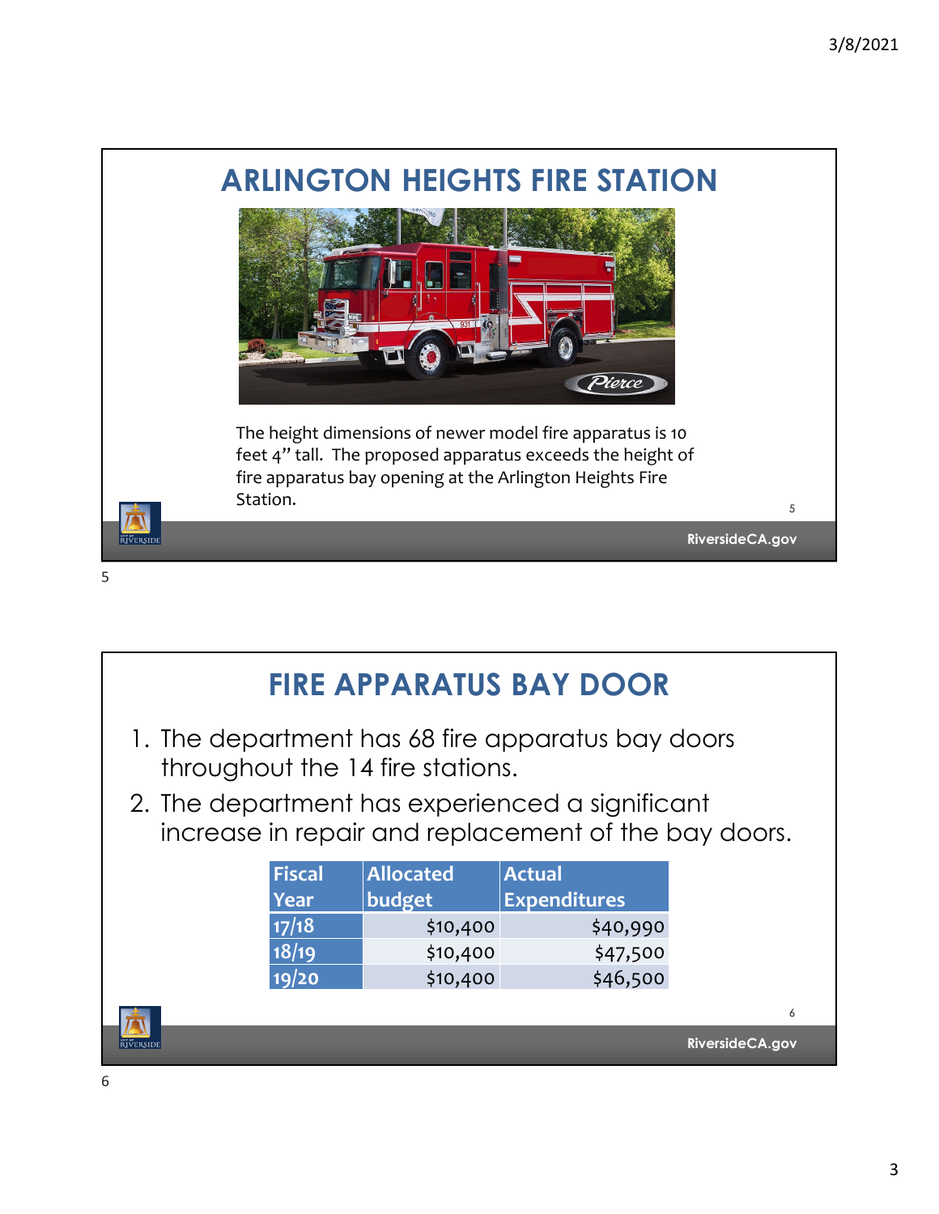# ARLINGTON HEIGHTS FIRE STATION

The height dimensions of newer model fire apparatus is 10 feet 4" tall. The proposed apparatus exceeds the height of fire apparatus bay opening at the Arlington Heights Fire Station.

# FIRE APPARATUS BAY DOOR

1. The department has 68 fire apparatus bay doors throughout the 14 fire stations.
2. The department has experienced a significant increase in repair and replacement of the bay doors.

| Fiscal Year | Allocated budget | Actual Expenditures |
|---|---|---|
| 17/18 | $10,400 | $40,990 |
| 18/19 | $10,400 | $47,500 |
| 19/20 | $10,400 | $46,500 |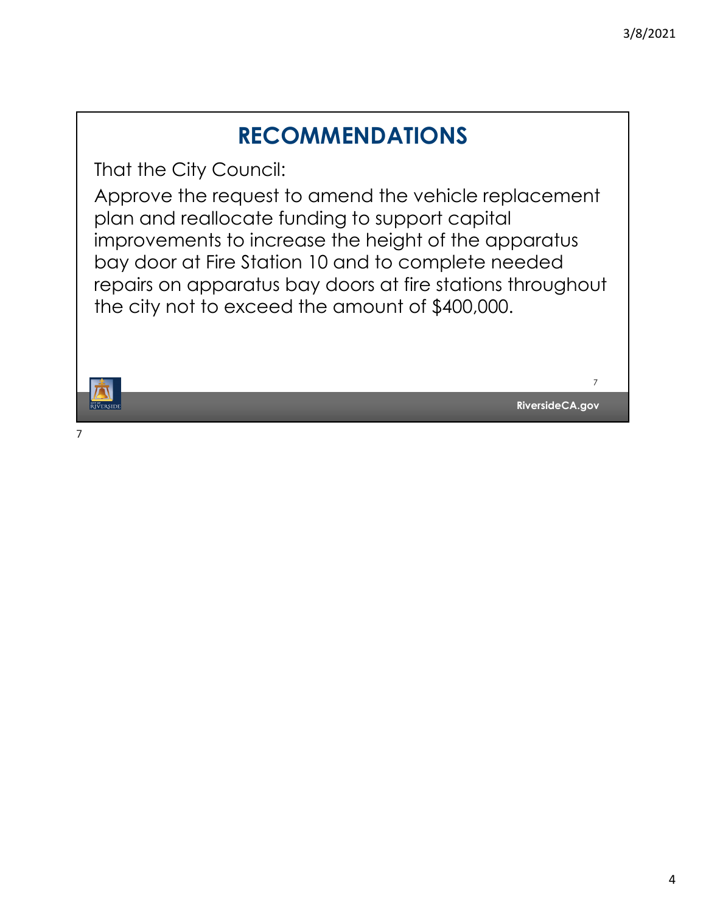# RECOMMENDATIONS

That the City Council:

Approve the request to amend the vehicle replacement plan and reallocate funding to support capital improvements to increase the height of the apparatus bay door at Fire Station 10 and to complete needed repairs on apparatus bay doors at fire stations throughout the city not to exceed the amount of $400,000.